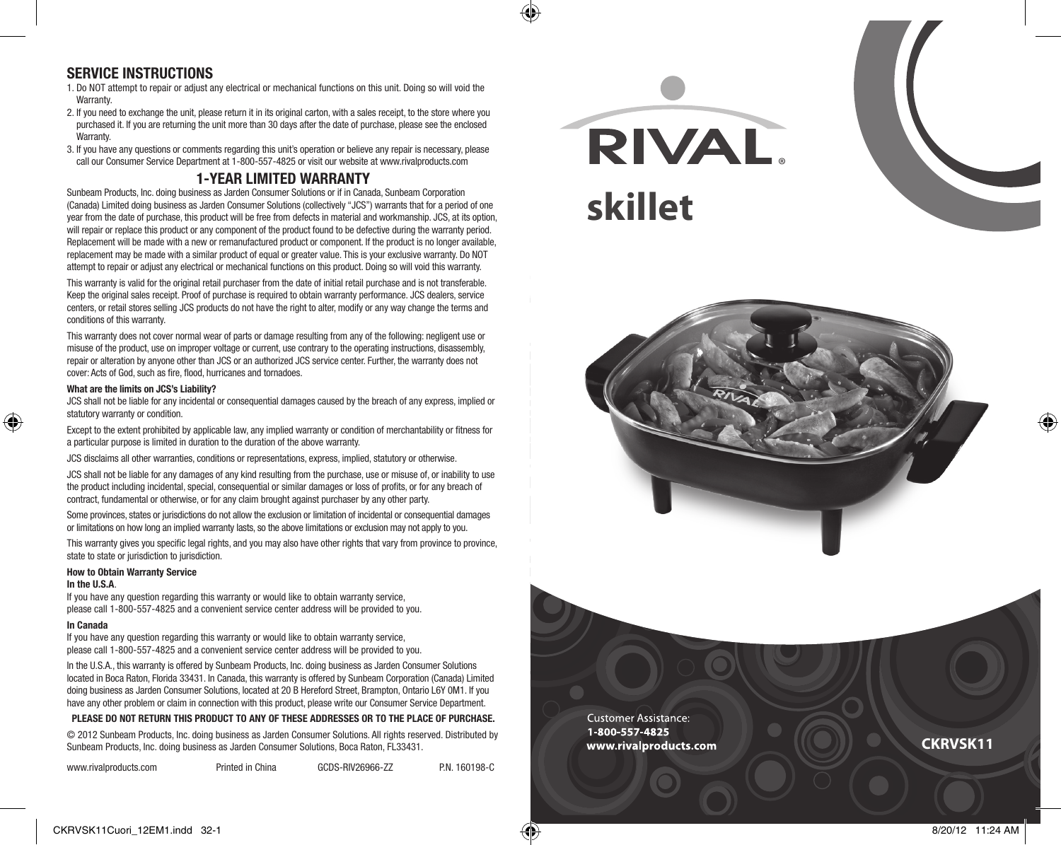## SERVICE INSTRUCTIONS

1. Do NOT attempt to repair or adjust any electrical or mechanical functions on this unit. Doing so will void the Warranty.
2. If you need to exchange the unit, please return it in its original carton, with a sales receipt, to the store where you purchased it. If you are returning the unit more than 30 days after the date of purchase, please see the enclosed Warranty.
3. If you have any questions or comments regarding this unit's operation or believe any repair is necessary, please call our Consumer Service Department at 1-800-557-4825 or visit our website at www.rivalproducts.com

## 1-YEAR LIMITED WARRANTY

Sunbeam Products, Inc. doing business as Jarden Consumer Solutions or if in Canada, Sunbeam Corporation (Canada) Limited doing business as Jarden Consumer Solutions (collectively "JCS") warrants that for a period of one year from the date of purchase, this product will be free from defects in material and workmanship. JCS, at its option, will repair or replace this product or any component of the product found to be defective during the warranty period. Replacement will be made with a new or remanufactured product or component. If the product is no longer available, replacement may be made with a similar product of equal or greater value. This is your exclusive warranty. Do NOT attempt to repair or adjust any electrical or mechanical functions on this product. Doing so will void this warranty.

This warranty is valid for the original retail purchaser from the date of initial retail purchase and is not transferable. Keep the original sales receipt. Proof of purchase is required to obtain warranty performance. JCS dealers, service centers, or retail stores selling JCS products do not have the right to alter, modify or any way change the terms and conditions of this warranty.

This warranty does not cover normal wear of parts or damage resulting from any of the following: negligent use or misuse of the product, use on improper voltage or current, use contrary to the operating instructions, disassembly, repair or alteration by anyone other than JCS or an authorized JCS service center. Further, the warranty does not cover: Acts of God, such as fire, flood, hurricanes and tornadoes.

**What are the limits on JCS's Liability?**

JCS shall not be liable for any incidental or consequential damages caused by the breach of any express, implied or statutory warranty or condition.

Except to the extent prohibited by applicable law, any implied warranty or condition of merchantability or fitness for a particular purpose is limited in duration to the duration of the above warranty.

JCS disclaims all other warranties, conditions or representations, express, implied, statutory or otherwise.

JCS shall not be liable for any damages of any kind resulting from the purchase, use or misuse of, or inability to use the product including incidental, special, consequential or similar damages or loss of profits, or for any breach of contract, fundamental or otherwise, or for any claim brought against purchaser by any other party.

Some provinces, states or jurisdictions do not allow the exclusion or limitation of incidental or consequential damages or limitations on how long an implied warranty lasts, so the above limitations or exclusion may not apply to you.

This warranty gives you specific legal rights, and you may also have other rights that vary from province to province, state to state or jurisdiction to jurisdiction.

**How to Obtain Warranty Service**

**In the U.S.A**.

If you have any question regarding this warranty or would like to obtain warranty service, please call 1-800-557-4825 and a convenient service center address will be provided to you.

**In Canada**

If you have any question regarding this warranty or would like to obtain warranty service, please call 1-800-557-4825 and a convenient service center address will be provided to you.

In the U.S.A., this warranty is offered by Sunbeam Products, Inc. doing business as Jarden Consumer Solutions located in Boca Raton, Florida 33431. In Canada, this warranty is offered by Sunbeam Corporation (Canada) Limited doing business as Jarden Consumer Solutions, located at 20 B Hereford Street, Brampton, Ontario L6Y 0M1. If you have any other problem or claim in connection with this product, please write our Consumer Service Department.

**PLEASE DO NOT RETURN THIS PRODUCT TO ANY OF THESE ADDRESSES OR TO THE PLACE OF PURCHASE.**

© 2012 Sunbeam Products, Inc. doing business as Jarden Consumer Solutions. All rights reserved. Distributed by Sunbeam Products, Inc. doing business as Jarden Consumer Solutions, Boca Raton, FL33431.

www.rivalproducts.com Printed in China GCDS-RIV26966-ZZ P.N. 160198-C

# RIVAL®

# skillet

Customer Assistance:
**1-800-557-4825**
**www.rivalproducts.com**

**CKRVSK11**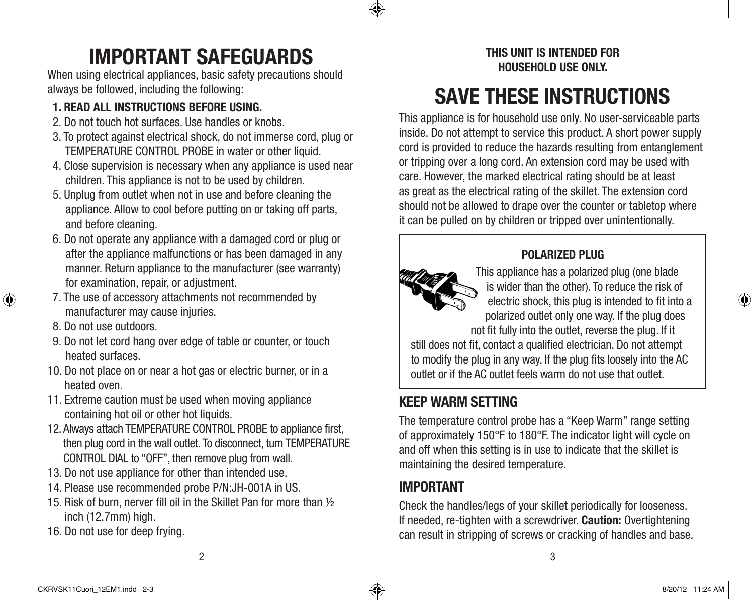# IMPORTANT SAFEGUARDS

When using electrical appliances, basic safety precautions should always be followed, including the following:

1. **READ ALL INSTRUCTIONS BEFORE USING.**
2. Do not touch hot surfaces. Use handles or knobs.
3. To protect against electrical shock, do not immerse cord, plug or TEMPERATURE CONTROL PROBE in water or other liquid.
4. Close supervision is necessary when any appliance is used near children. This appliance is not to be used by children.
5. Unplug from outlet when not in use and before cleaning the appliance. Allow to cool before putting on or taking off parts, and before cleaning.
6. Do not operate any appliance with a damaged cord or plug or after the appliance malfunctions or has been damaged in any manner. Return appliance to the manufacturer (see warranty) for examination, repair, or adjustment.
7. The use of accessory attachments not recommended by manufacturer may cause injuries.
8. Do not use outdoors.
9. Do not let cord hang over edge of table or counter, or touch heated surfaces.
10. Do not place on or near a hot gas or electric burner, or in a heated oven.
11. Extreme caution must be used when moving appliance containing hot oil or other hot liquids.
12. Always attach TEMPERATURE CONTROL PROBE to appliance first, then plug cord in the wall outlet. To disconnect, turn TEMPERATURE CONTROL DIAL to "OFF", then remove plug from wall.
13. Do not use appliance for other than intended use.
14. Please use recommended probe P/N:JH-001A in US.
15. Risk of burn, nerver fill oil in the Skillet Pan for more than ½ inch (12.7mm) high.
16. Do not use for deep frying.

**THIS UNIT IS INTENDED FOR HOUSEHOLD USE ONLY.**

# SAVE THESE INSTRUCTIONS

This appliance is for household use only. No user-serviceable parts inside. Do not attempt to service this product. A short power supply cord is provided to reduce the hazards resulting from entanglement or tripping over a long cord. An extension cord may be used with care. However, the marked electrical rating should be at least as great as the electrical rating of the skillet. The extension cord should not be allowed to drape over the counter or tabletop where it can be pulled on by children or tripped over unintentionally.

**POLARIZED PLUG**

This appliance has a polarized plug (one blade is wider than the other). To reduce the risk of electric shock, this plug is intended to fit into a polarized outlet only one way. If the plug does not fit fully into the outlet, reverse the plug. If it still does not fit, contact a qualified electrician. Do not attempt to modify the plug in any way. If the plug fits loosely into the AC outlet or if the AC outlet feels warm do not use that outlet.

## KEEP WARM SETTING

The temperature control probe has a "Keep Warm" range setting of approximately 150°F to 180°F. The indicator light will cycle on and off when this setting is in use to indicate that the skillet is maintaining the desired temperature.

## IMPORTANT

Check the handles/legs of your skillet periodically for looseness. If needed, re-tighten with a screwdriver. **Caution:** Overtightening can result in stripping of screws or cracking of handles and base.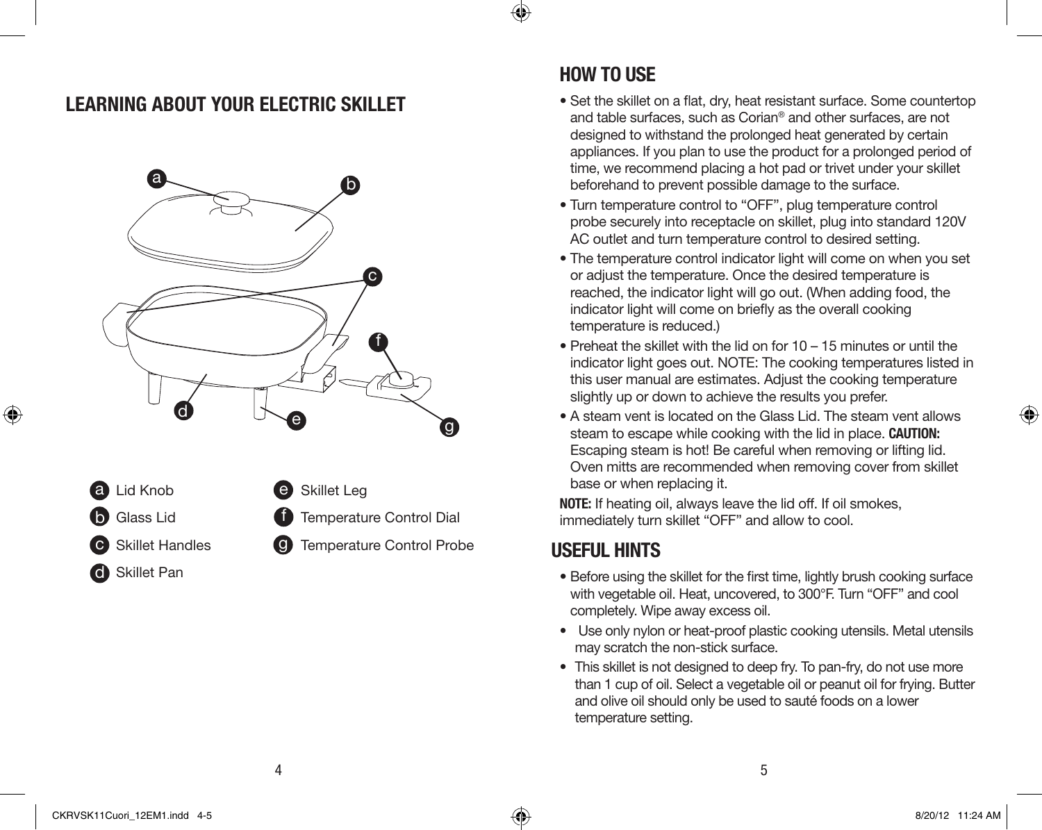## LEARNING ABOUT YOUR ELECTRIC SKILLET

- **a** Lid Knob
- **b** Glass Lid
- **c** Skillet Handles
- **d** Skillet Pan
- **e** Skillet Leg
- **f** Temperature Control Dial
- **g** Temperature Control Probe

## HOW TO USE

- Set the skillet on a flat, dry, heat resistant surface. Some countertop and table surfaces, such as Corian® and other surfaces, are not designed to withstand the prolonged heat generated by certain appliances. If you plan to use the product for a prolonged period of time, we recommend placing a hot pad or trivet under your skillet beforehand to prevent possible damage to the surface.
- Turn temperature control to "OFF", plug temperature control probe securely into receptacle on skillet, plug into standard 120V AC outlet and turn temperature control to desired setting.
- The temperature control indicator light will come on when you set or adjust the temperature. Once the desired temperature is reached, the indicator light will go out. (When adding food, the indicator light will come on briefly as the overall cooking temperature is reduced.)
- Preheat the skillet with the lid on for 10 – 15 minutes or until the indicator light goes out. NOTE: The cooking temperatures listed in this user manual are estimates. Adjust the cooking temperature slightly up or down to achieve the results you prefer.
- A steam vent is located on the Glass Lid. The steam vent allows steam to escape while cooking with the lid in place. **CAUTION:** Escaping steam is hot! Be careful when removing or lifting lid. Oven mitts are recommended when removing cover from skillet base or when replacing it.

**NOTE:** If heating oil, always leave the lid off. If oil smokes, immediately turn skillet "OFF" and allow to cool.

## USEFUL HINTS

- Before using the skillet for the first time, lightly brush cooking surface with vegetable oil. Heat, uncovered, to 300°F. Turn "OFF" and cool completely. Wipe away excess oil.
- Use only nylon or heat-proof plastic cooking utensils. Metal utensils may scratch the non-stick surface.
- This skillet is not designed to deep fry. To pan-fry, do not use more than 1 cup of oil. Select a vegetable oil or peanut oil for frying. Butter and olive oil should only be used to sauté foods on a lower temperature setting.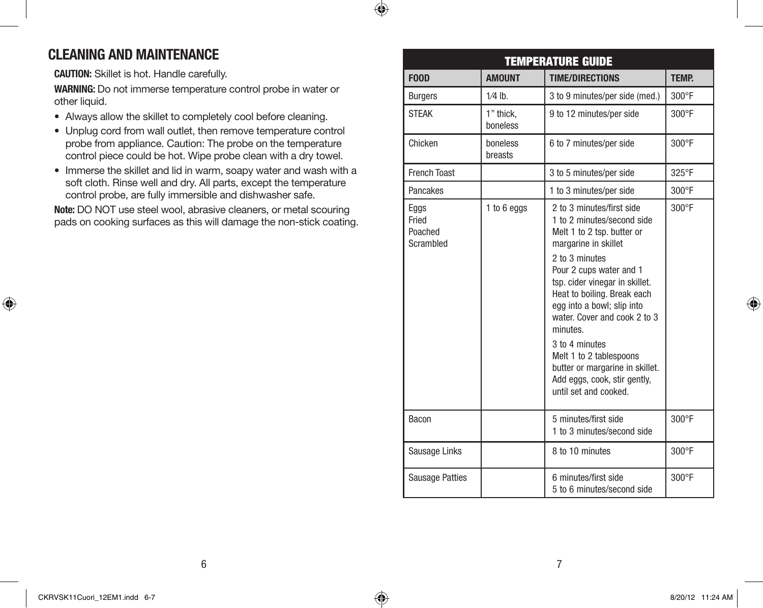## CLEANING AND MAINTENANCE

**CAUTION:** Skillet is hot. Handle carefully.

**WARNING:** Do not immerse temperature control probe in water or other liquid.

- Always allow the skillet to completely cool before cleaning.
- Unplug cord from wall outlet, then remove temperature control probe from appliance. Caution: The probe on the temperature control piece could be hot. Wipe probe clean with a dry towel.
- Immerse the skillet and lid in warm, soapy water and wash with a soft cloth. Rinse well and dry. All parts, except the temperature control probe, are fully immersible and dishwasher safe.

**Note:** DO NOT use steel wool, abrasive cleaners, or metal scouring pads on cooking surfaces as this will damage the non-stick coating.

| TEMPERATURE GUIDE | | | |
|---|---|---|---|
| **FOOD** | **AMOUNT** | **TIME/DIRECTIONS** | **TEMP.** |
| Burgers | 1⁄4 lb. | 3 to 9 minutes/per side (med.) | 300°F |
| STEAK | 1" thick, boneless | 9 to 12 minutes/per side | 300°F |
| Chicken | boneless breasts | 6 to 7 minutes/per side | 300°F |
| French Toast | | 3 to 5 minutes/per side | 325°F |
| Pancakes | | 1 to 3 minutes/per side | 300°F |
| Eggs<br>Fried<br>Poached<br>Scrambled | 1 to 6 eggs | 2 to 3 minutes/first side<br>1 to 2 minutes/second side<br>Melt 1 to 2 tsp. butter or margarine in skillet<br><br>2 to 3 minutes<br>Pour 2 cups water and 1 tsp. cider vinegar in skillet. Heat to boiling. Break each egg into a bowl; slip into water. Cover and cook 2 to 3 minutes.<br><br>3 to 4 minutes<br>Melt 1 to 2 tablespoons butter or margarine in skillet. Add eggs, cook, stir gently, until set and cooked. | 300°F |
| Bacon | | 5 minutes/first side<br>1 to 3 minutes/second side | 300°F |
| Sausage Links | | 8 to 10 minutes | 300°F |
| Sausage Patties | | 6 minutes/first side<br>5 to 6 minutes/second side | 300°F |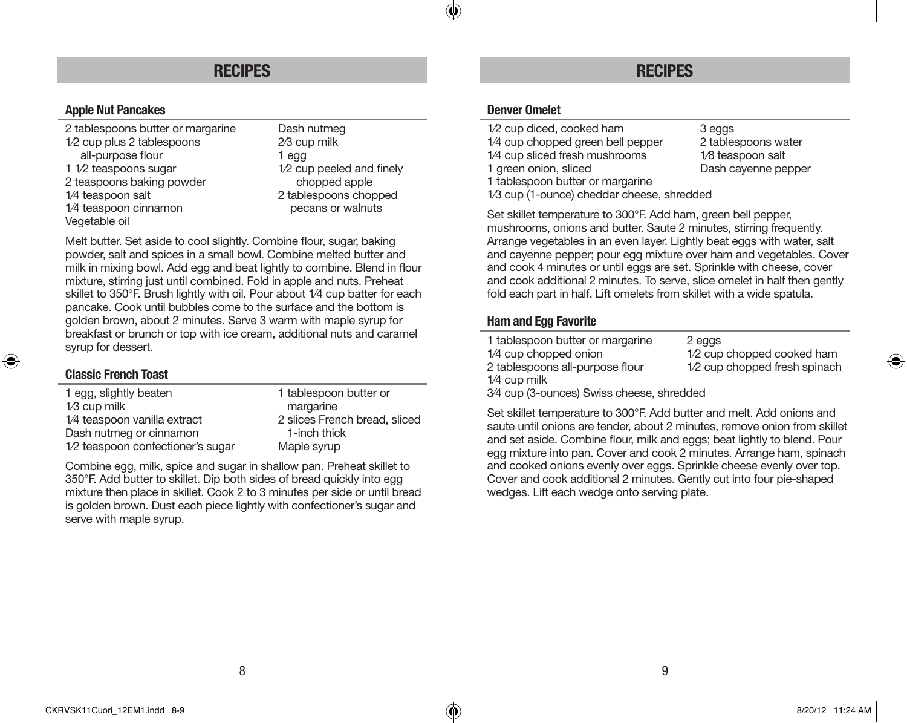## RECIPES

### Apple Nut Pancakes

- 2 tablespoons butter or margarine
- 1⁄2 cup plus 2 tablespoons all-purpose flour
- 1 1⁄2 teaspoons sugar
- 2 teaspoons baking powder
- 1⁄4 teaspoon salt
- 1⁄4 teaspoon cinnamon
- Vegetable oil
- Dash nutmeg
- 2⁄3 cup milk
- 1 egg
- 1⁄2 cup peeled and finely chopped apple
- 2 tablespoons chopped pecans or walnuts

Melt butter. Set aside to cool slightly. Combine flour, sugar, baking powder, salt and spices in a small bowl. Combine melted butter and milk in mixing bowl. Add egg and beat lightly to combine. Blend in flour mixture, stirring just until combined. Fold in apple and nuts. Preheat skillet to 350°F. Brush lightly with oil. Pour about 1⁄4 cup batter for each pancake. Cook until bubbles come to the surface and the bottom is golden brown, about 2 minutes. Serve 3 warm with maple syrup for breakfast or brunch or top with ice cream, additional nuts and caramel syrup for dessert.

### Classic French Toast

- 1 egg, slightly beaten
- 1⁄3 cup milk
- 1⁄4 teaspoon vanilla extract
- Dash nutmeg or cinnamon
- 1⁄2 teaspoon confectioner's sugar
- 1 tablespoon butter or margarine
- 2 slices French bread, sliced 1-inch thick
- Maple syrup

Combine egg, milk, spice and sugar in shallow pan. Preheat skillet to 350°F. Add butter to skillet. Dip both sides of bread quickly into egg mixture then place in skillet. Cook 2 to 3 minutes per side or until bread is golden brown. Dust each piece lightly with confectioner's sugar and serve with maple syrup.

## RECIPES

### Denver Omelet

- 1⁄2 cup diced, cooked ham
- 1⁄4 cup chopped green bell pepper
- 1⁄4 cup sliced fresh mushrooms
- 1 green onion, sliced
- 1 tablespoon butter or margarine
- 1⁄3 cup (1-ounce) cheddar cheese, shredded
- 3 eggs
- 2 tablespoons water
- 1⁄8 teaspoon salt
- Dash cayenne pepper

Set skillet temperature to 300°F. Add ham, green bell pepper, mushrooms, onions and butter. Saute 2 minutes, stirring frequently. Arrange vegetables in an even layer. Lightly beat eggs with water, salt and cayenne pepper; pour egg mixture over ham and vegetables. Cover and cook 4 minutes or until eggs are set. Sprinkle with cheese, cover and cook additional 2 minutes. To serve, slice omelet in half then gently fold each part in half. Lift omelets from skillet with a wide spatula.

### Ham and Egg Favorite

- 1 tablespoon butter or margarine
- 1⁄4 cup chopped onion
- 2 tablespoons all-purpose flour
- 1⁄4 cup milk
- 3⁄4 cup (3-ounces) Swiss cheese, shredded
- 2 eggs
- 1⁄2 cup chopped cooked ham
- 1⁄2 cup chopped fresh spinach

Set skillet temperature to 300°F. Add butter and melt. Add onions and saute until onions are tender, about 2 minutes, remove onion from skillet and set aside. Combine flour, milk and eggs; beat lightly to blend. Pour egg mixture into pan. Cover and cook 2 minutes. Arrange ham, spinach and cooked onions evenly over eggs. Sprinkle cheese evenly over top. Cover and cook additional 2 minutes. Gently cut into four pie-shaped wedges. Lift each wedge onto serving plate.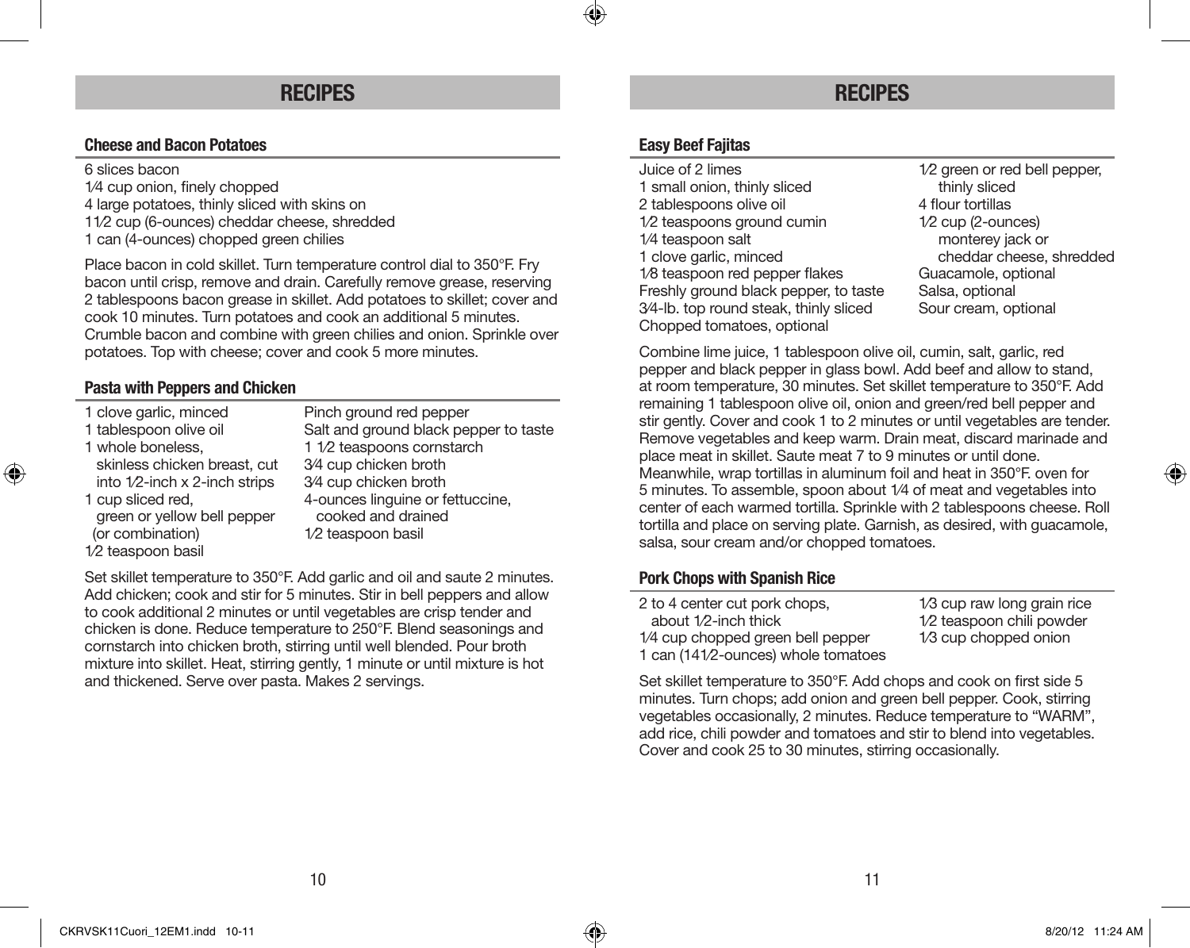## RECIPES

### Cheese and Bacon Potatoes

6 slices bacon
1⁄4 cup onion, finely chopped
4 large potatoes, thinly sliced with skins on
11⁄2 cup (6-ounces) cheddar cheese, shredded
1 can (4-ounces) chopped green chilies

Place bacon in cold skillet. Turn temperature control dial to 350°F. Fry bacon until crisp, remove and drain. Carefully remove grease, reserving 2 tablespoons bacon grease in skillet. Add potatoes to skillet; cover and cook 10 minutes. Turn potatoes and cook an additional 5 minutes. Crumble bacon and combine with green chilies and onion. Sprinkle over potatoes. Top with cheese; cover and cook 5 more minutes.

### Pasta with Peppers and Chicken

1 clove garlic, minced
1 tablespoon olive oil
1 whole boneless, skinless chicken breast, cut into 1⁄2-inch x 2-inch strips
1 cup sliced red, green or yellow bell pepper (or combination)
1⁄2 teaspoon basil
Pinch ground red pepper
Salt and ground black pepper to taste
1 1⁄2 teaspoons cornstarch
3⁄4 cup chicken broth
3⁄4 cup chicken broth
4-ounces linguine or fettuccine, cooked and drained
1⁄2 teaspoon basil

Set skillet temperature to 350°F. Add garlic and oil and saute 2 minutes. Add chicken; cook and stir for 5 minutes. Stir in bell peppers and allow to cook additional 2 minutes or until vegetables are crisp tender and chicken is done. Reduce temperature to 250°F. Blend seasonings and cornstarch into chicken broth, stirring until well blended. Pour broth mixture into skillet. Heat, stirring gently, 1 minute or until mixture is hot and thickened. Serve over pasta. Makes 2 servings.

## RECIPES

### Easy Beef Fajitas

Juice of 2 limes
1 small onion, thinly sliced
2 tablespoons olive oil
1⁄2 teaspoons ground cumin
1⁄4 teaspoon salt
1 clove garlic, minced
1⁄8 teaspoon red pepper flakes
Freshly ground black pepper, to taste
3⁄4-lb. top round steak, thinly sliced
Chopped tomatoes, optional
1⁄2 green or red bell pepper, thinly sliced
4 flour tortillas
1⁄2 cup (2-ounces) monterey jack or cheddar cheese, shredded
Guacamole, optional
Salsa, optional
Sour cream, optional

Combine lime juice, 1 tablespoon olive oil, cumin, salt, garlic, red pepper and black pepper in glass bowl. Add beef and allow to stand, at room temperature, 30 minutes. Set skillet temperature to 350°F. Add remaining 1 tablespoon olive oil, onion and green/red bell pepper and stir gently. Cover and cook 1 to 2 minutes or until vegetables are tender. Remove vegetables and keep warm. Drain meat, discard marinade and place meat in skillet. Saute meat 7 to 9 minutes or until done. Meanwhile, wrap tortillas in aluminum foil and heat in 350°F. oven for 5 minutes. To assemble, spoon about 1⁄4 of meat and vegetables into center of each warmed tortilla. Sprinkle with 2 tablespoons cheese. Roll tortilla and place on serving plate. Garnish, as desired, with guacamole, salsa, sour cream and/or chopped tomatoes.

### Pork Chops with Spanish Rice

2 to 4 center cut pork chops, about 1⁄2-inch thick
1⁄4 cup chopped green bell pepper
1 can (141⁄2-ounces) whole tomatoes
1⁄3 cup raw long grain rice
1⁄2 teaspoon chili powder
1⁄3 cup chopped onion

Set skillet temperature to 350°F. Add chops and cook on first side 5 minutes. Turn chops; add onion and green bell pepper. Cook, stirring vegetables occasionally, 2 minutes. Reduce temperature to "WARM", add rice, chili powder and tomatoes and stir to blend into vegetables. Cover and cook 25 to 30 minutes, stirring occasionally.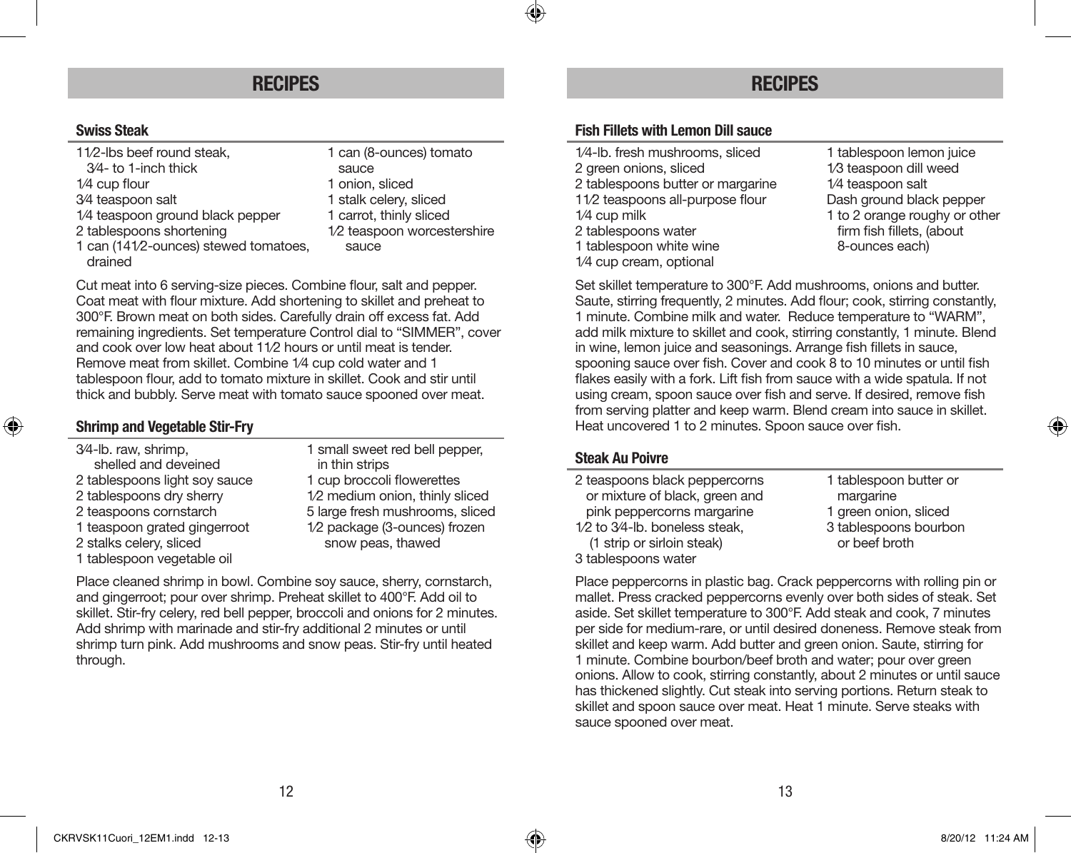# RECIPES

## Swiss Steak

- 1½-lbs beef round steak, ¾- to 1-inch thick
- ¼ cup flour
- ¾ teaspoon salt
- ¼ teaspoon ground black pepper
- 2 tablespoons shortening
- 1 can (14½-ounces) stewed tomatoes, drained
- 1 can (8-ounces) tomato sauce
- 1 onion, sliced
- 1 stalk celery, sliced
- 1 carrot, thinly sliced
- ½ teaspoon worcestershire sauce

Cut meat into 6 serving-size pieces. Combine flour, salt and pepper. Coat meat with flour mixture. Add shortening to skillet and preheat to 300°F. Brown meat on both sides. Carefully drain off excess fat. Add remaining ingredients. Set temperature Control dial to "SIMMER", cover and cook over low heat about 1½ hours or until meat is tender. Remove meat from skillet. Combine ¼ cup cold water and 1 tablespoon flour, add to tomato mixture in skillet. Cook and stir until thick and bubbly. Serve meat with tomato sauce spooned over meat.

## Shrimp and Vegetable Stir-Fry

- ¾-lb. raw, shrimp, shelled and deveined
- 2 tablespoons light soy sauce
- 2 tablespoons dry sherry
- 2 teaspoons cornstarch
- 1 teaspoon grated gingerroot
- 2 stalks celery, sliced
- 1 tablespoon vegetable oil
- 1 small sweet red bell pepper, in thin strips
- 1 cup broccoli flowerettes
- ½ medium onion, thinly sliced
- 5 large fresh mushrooms, sliced
- ½ package (3-ounces) frozen snow peas, thawed

Place cleaned shrimp in bowl. Combine soy sauce, sherry, cornstarch, and gingerroot; pour over shrimp. Preheat skillet to 400°F. Add oil to skillet. Stir-fry celery, red bell pepper, broccoli and onions for 2 minutes. Add shrimp with marinade and stir-fry additional 2 minutes or until shrimp turn pink. Add mushrooms and snow peas. Stir-fry until heated through.

# RECIPES

## Fish Fillets with Lemon Dill sauce

- ¼-lb. fresh mushrooms, sliced
- 2 green onions, sliced
- 2 tablespoons butter or margarine
- 1½ teaspoons all-purpose flour
- ¼ cup milk
- 2 tablespoons water
- 1 tablespoon white wine
- ¼ cup cream, optional
- 1 tablespoon lemon juice
- ⅓ teaspoon dill weed
- ¼ teaspoon salt
- Dash ground black pepper
- 1 to 2 orange roughy or other firm fish fillets, (about 8-ounces each)

Set skillet temperature to 300°F. Add mushrooms, onions and butter. Saute, stirring frequently, 2 minutes. Add flour; cook, stirring constantly, 1 minute. Combine milk and water. Reduce temperature to "WARM", add milk mixture to skillet and cook, stirring constantly, 1 minute. Blend in wine, lemon juice and seasonings. Arrange fish fillets in sauce, spooning sauce over fish. Cover and cook 8 to 10 minutes or until fish flakes easily with a fork. Lift fish from sauce with a wide spatula. If not using cream, spoon sauce over fish and serve. If desired, remove fish from serving platter and keep warm. Blend cream into sauce in skillet. Heat uncovered 1 to 2 minutes. Spoon sauce over fish.

## Steak Au Poivre

- 2 teaspoons black peppercorns or mixture of black, green and pink peppercorns margarine
- ½ to ¾-lb. boneless steak, (1 strip or sirloin steak)
- 3 tablespoons water
- 1 tablespoon butter or margarine
- 1 green onion, sliced
- 3 tablespoons bourbon or beef broth

Place peppercorns in plastic bag. Crack peppercorns with rolling pin or mallet. Press cracked peppercorns evenly over both sides of steak. Set aside. Set skillet temperature to 300°F. Add steak and cook, 7 minutes per side for medium-rare, or until desired doneness. Remove steak from skillet and keep warm. Add butter and green onion. Saute, stirring for 1 minute. Combine bourbon/beef broth and water; pour over green onions. Allow to cook, stirring constantly, about 2 minutes or until sauce has thickened slightly. Cut steak into serving portions. Return steak to skillet and spoon sauce over meat. Heat 1 minute. Serve steaks with sauce spooned over meat.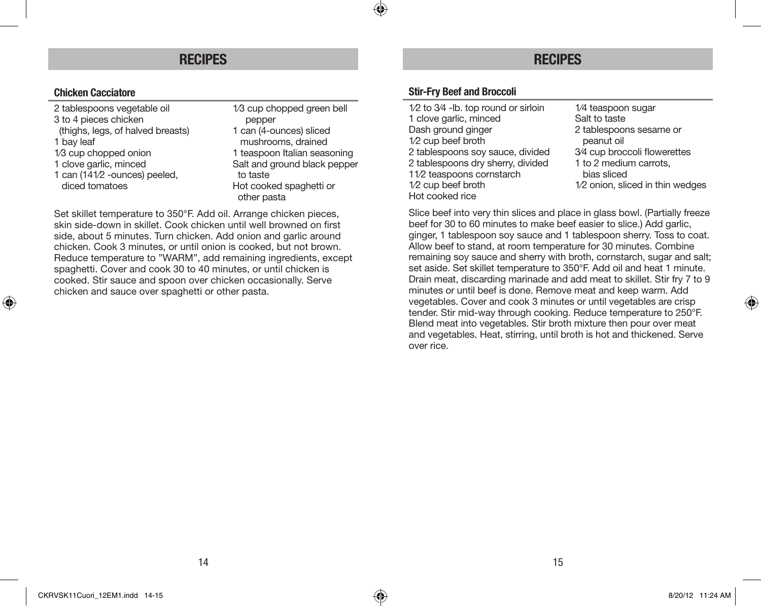## RECIPES

### Chicken Cacciatore

2 tablespoons vegetable oil
3 to 4 pieces chicken (thighs, legs, of halved breasts)
1 bay leaf
1⁄3 cup chopped onion
1 clove garlic, minced
1 can (141⁄2 -ounces) peeled, diced tomatoes
1⁄3 cup chopped green bell pepper
1 can (4-ounces) sliced mushrooms, drained
1 teaspoon Italian seasoning
Salt and ground black pepper to taste
Hot cooked spaghetti or other pasta

Set skillet temperature to 350°F. Add oil. Arrange chicken pieces, skin side-down in skillet. Cook chicken until well browned on first side, about 5 minutes. Turn chicken. Add onion and garlic around chicken. Cook 3 minutes, or until onion is cooked, but not brown. Reduce temperature to "WARM", add remaining ingredients, except spaghetti. Cover and cook 30 to 40 minutes, or until chicken is cooked. Stir sauce and spoon over chicken occasionally. Serve chicken and sauce over spaghetti or other pasta.

## RECIPES

### Stir-Fry Beef and Broccoli

1⁄2 to 3⁄4 -lb. top round or sirloin
1 clove garlic, minced
Dash ground ginger
1⁄2 cup beef broth
2 tablespoons soy sauce, divided
2 tablespoons dry sherry, divided
11⁄2 teaspoons cornstarch
1⁄2 cup beef broth
Hot cooked rice
1⁄4 teaspoon sugar
Salt to taste
2 tablespoons sesame or peanut oil
3⁄4 cup broccoli flowerettes
1 to 2 medium carrots, bias sliced
1⁄2 onion, sliced in thin wedges

Slice beef into very thin slices and place in glass bowl. (Partially freeze beef for 30 to 60 minutes to make beef easier to slice.) Add garlic, ginger, 1 tablespoon soy sauce and 1 tablespoon sherry. Toss to coat. Allow beef to stand, at room temperature for 30 minutes. Combine remaining soy sauce and sherry with broth, cornstarch, sugar and salt; set aside. Set skillet temperature to 350°F. Add oil and heat 1 minute. Drain meat, discarding marinade and add meat to skillet. Stir fry 7 to 9 minutes or until beef is done. Remove meat and keep warm. Add vegetables. Cover and cook 3 minutes or until vegetables are crisp tender. Stir mid-way through cooking. Reduce temperature to 250°F. Blend meat into vegetables. Stir broth mixture then pour over meat and vegetables. Heat, stirring, until broth is hot and thickened. Serve over rice.